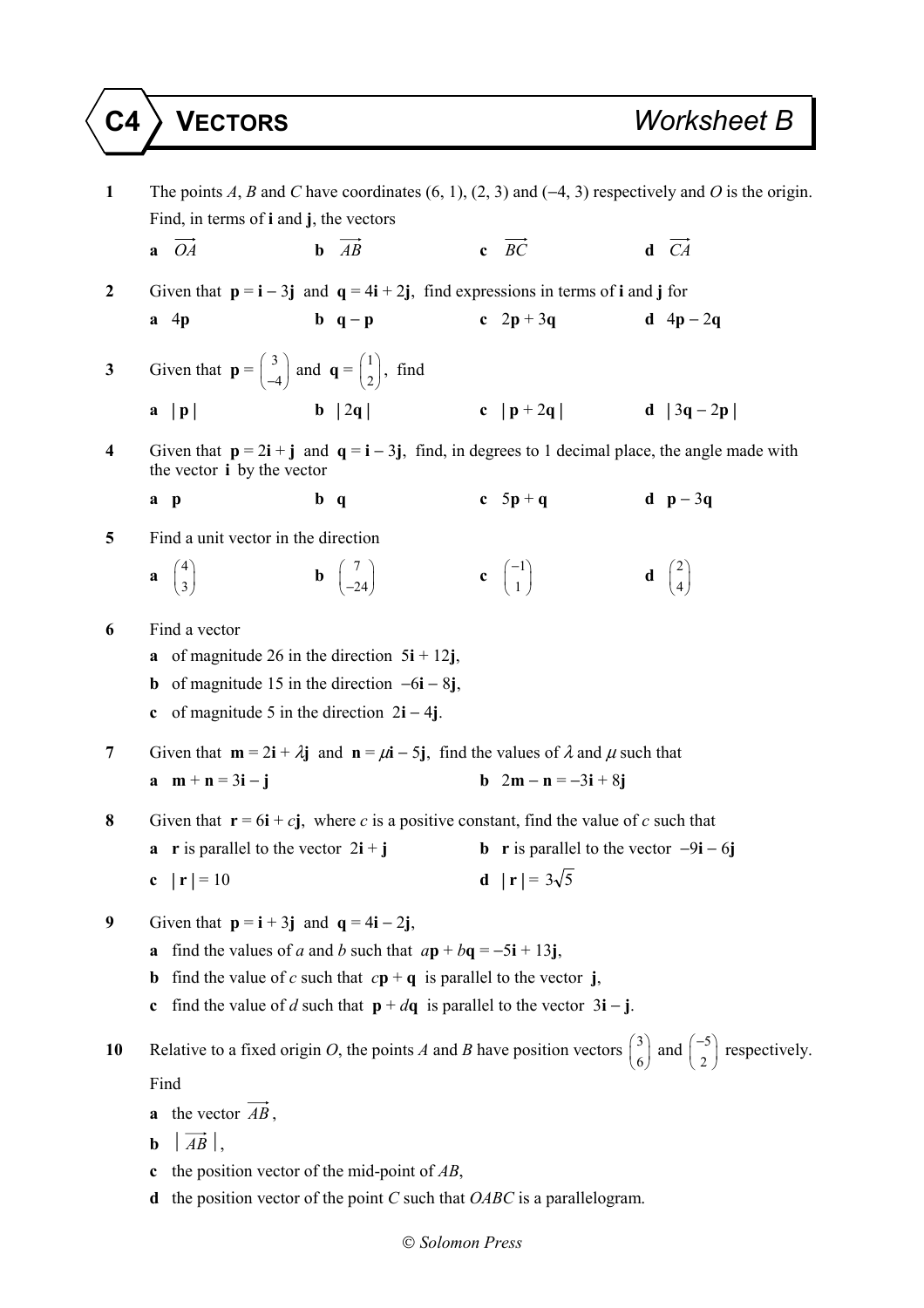# C4 VECTORS — Worksheet B

**1** The points $A$, $B$ and $C$ have coordinates $(6, 1)$, $(2, 3)$ and $(-4, 3)$ respectively and $O$ is the origin. Find, in terms of $\mathbf{i}$ and $\mathbf{j}$, the vectors

**a** $\overrightarrow{OA}$ **b** $\overrightarrow{AB}$ **c** $\overrightarrow{BC}$ **d** $\overrightarrow{CA}$

**2** Given that $\mathbf{p} = \mathbf{i} - 3\mathbf{j}$ and $\mathbf{q} = 4\mathbf{i} + 2\mathbf{j}$, find expressions in terms of $\mathbf{i}$ and $\mathbf{j}$ for

**a** $4\mathbf{p}$ **b** $\mathbf{q} - \mathbf{p}$ **c** $2\mathbf{p} + 3\mathbf{q}$ **d** $4\mathbf{p} - 2\mathbf{q}$

**3** Given that $\mathbf{p} = \begin{pmatrix} 3 \\ -4 \end{pmatrix}$ and $\mathbf{q} = \begin{pmatrix} 1 \\ 2 \end{pmatrix}$, find

**a** $|\,\mathbf{p}\,|$ **b** $|\,2\mathbf{q}\,|$ **c** $|\,\mathbf{p} + 2\mathbf{q}\,|$ **d** $|\,3\mathbf{q} - 2\mathbf{p}\,|$

**4** Given that $\mathbf{p} = 2\mathbf{i} + \mathbf{j}$ and $\mathbf{q} = \mathbf{i} - 3\mathbf{j}$, find, in degrees to 1 decimal place, the angle made with the vector $\mathbf{i}$ by the vector

**a** $\mathbf{p}$ **b** $\mathbf{q}$ **c** $5\mathbf{p} + \mathbf{q}$ **d** $\mathbf{p} - 3\mathbf{q}$

**5** Find a unit vector in the direction

**a** $\begin{pmatrix} 4 \\ 3 \end{pmatrix}$ **b** $\begin{pmatrix} 7 \\ -24 \end{pmatrix}$ **c** $\begin{pmatrix} -1 \\ 1 \end{pmatrix}$ **d** $\begin{pmatrix} 2 \\ 4 \end{pmatrix}$

**6** Find a vector

**a** of magnitude 26 in the direction $5\mathbf{i} + 12\mathbf{j}$,

**b** of magnitude 15 in the direction $-6\mathbf{i} - 8\mathbf{j}$,

**c** of magnitude 5 in the direction $2\mathbf{i} - 4\mathbf{j}$.

**7** Given that $\mathbf{m} = 2\mathbf{i} + \lambda\mathbf{j}$ and $\mathbf{n} = \mu\mathbf{i} - 5\mathbf{j}$, find the values of $\lambda$ and $\mu$ such that

**a** $\mathbf{m} + \mathbf{n} = 3\mathbf{i} - \mathbf{j}$ **b** $2\mathbf{m} - \mathbf{n} = -3\mathbf{i} + 8\mathbf{j}$

**8** Given that $\mathbf{r} = 6\mathbf{i} + c\mathbf{j}$, where $c$ is a positive constant, find the value of $c$ such that

**a** $\mathbf{r}$ is parallel to the vector $2\mathbf{i} + \mathbf{j}$ **b** $\mathbf{r}$ is parallel to the vector $-9\mathbf{i} - 6\mathbf{j}$

**c** $|\,\mathbf{r}\,| = 10$ **d** $|\,\mathbf{r}\,| = 3\sqrt{5}$

**9** Given that $\mathbf{p} = \mathbf{i} + 3\mathbf{j}$ and $\mathbf{q} = 4\mathbf{i} - 2\mathbf{j}$,

**a** find the values of $a$ and $b$ such that $a\mathbf{p} + b\mathbf{q} = -5\mathbf{i} + 13\mathbf{j}$,

**b** find the value of $c$ such that $c\mathbf{p} + \mathbf{q}$ is parallel to the vector $\mathbf{j}$,

**c** find the value of $d$ such that $\mathbf{p} + d\mathbf{q}$ is parallel to the vector $3\mathbf{i} - \mathbf{j}$.

**10** Relative to a fixed origin $O$, the points $A$ and $B$ have position vectors $\begin{pmatrix} 3 \\ 6 \end{pmatrix}$ and $\begin{pmatrix} -5 \\ 2 \end{pmatrix}$ respectively.

Find

**a** the vector $\overrightarrow{AB}$,

**b** $|\,\overrightarrow{AB}\,|$,

**c** the position vector of the mid-point of $AB$,

**d** the position vector of the point $C$ such that $OABC$ is a parallelogram.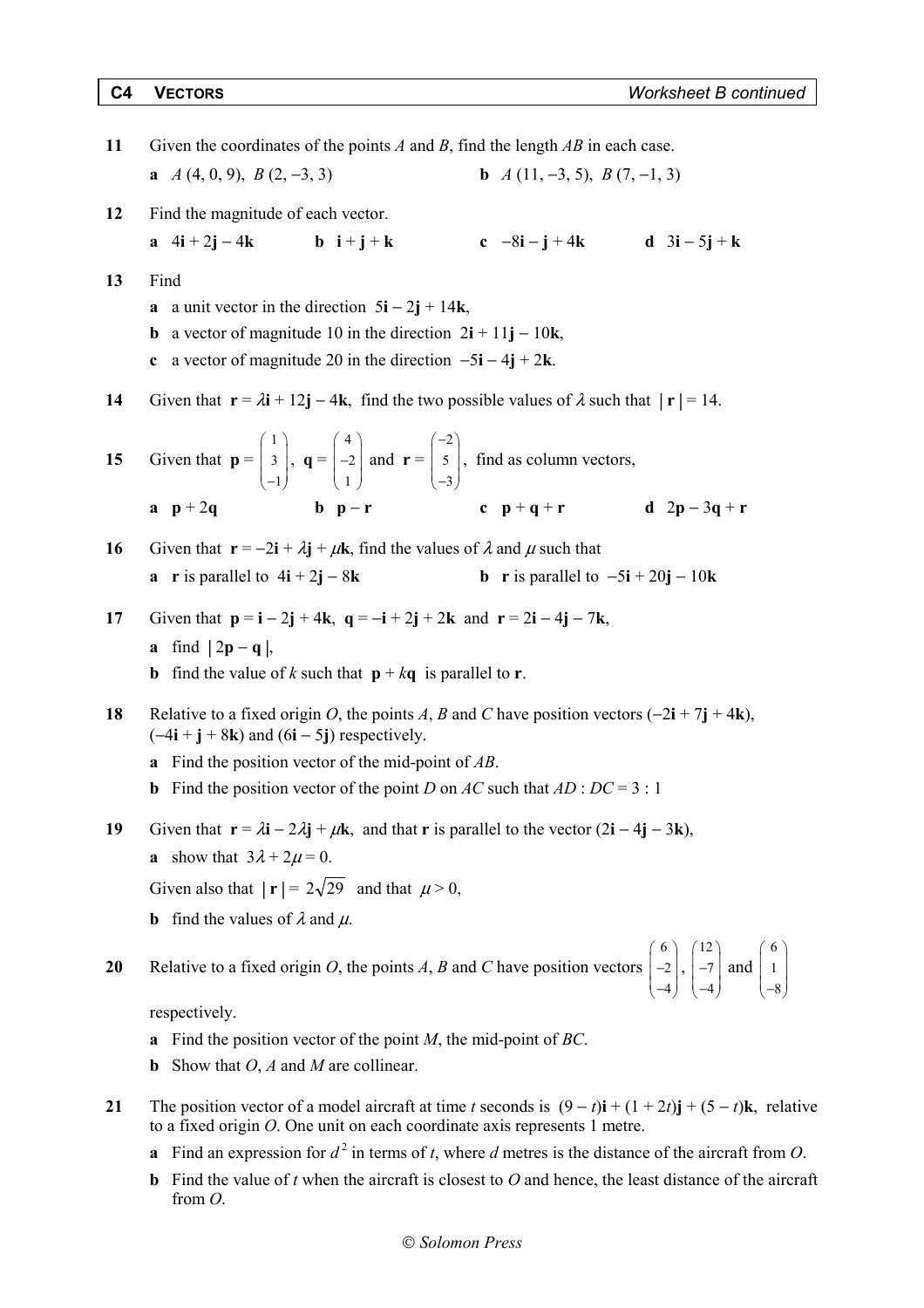**11** Given the coordinates of the points $A$ and $B$, find the length $AB$ in each case.

**a** $A$ (4, 0, 9), $B$ (2, −3, 3) **b** $A$ (11, −3, 5), $B$ (7, −1, 3)

**12** Find the magnitude of each vector.

**a** $4\mathbf{i} + 2\mathbf{j} - 4\mathbf{k}$ **b** $\mathbf{i} + \mathbf{j} + \mathbf{k}$ **c** $-8\mathbf{i} - \mathbf{j} + 4\mathbf{k}$ **d** $3\mathbf{i} - 5\mathbf{j} + \mathbf{k}$

**13** Find

**a** a unit vector in the direction $5\mathbf{i} - 2\mathbf{j} + 14\mathbf{k}$,

**b** a vector of magnitude 10 in the direction $2\mathbf{i} + 11\mathbf{j} - 10\mathbf{k}$,

**c** a vector of magnitude 20 in the direction $-5\mathbf{i} - 4\mathbf{j} + 2\mathbf{k}$.

**14** Given that $\mathbf{r} = \lambda\mathbf{i} + 12\mathbf{j} - 4\mathbf{k}$, find the two possible values of $\lambda$ such that $|\mathbf{r}| = 14$.

**15** Given that $\mathbf{p} = \begin{pmatrix} 1 \\ 3 \\ -1 \end{pmatrix}$, $\mathbf{q} = \begin{pmatrix} 4 \\ -2 \\ 1 \end{pmatrix}$ and $\mathbf{r} = \begin{pmatrix} -2 \\ 5 \\ -3 \end{pmatrix}$, find as column vectors,

**a** $\mathbf{p} + 2\mathbf{q}$ **b** $\mathbf{p} - \mathbf{r}$ **c** $\mathbf{p} + \mathbf{q} + \mathbf{r}$ **d** $2\mathbf{p} - 3\mathbf{q} + \mathbf{r}$

**16** Given that $\mathbf{r} = -2\mathbf{i} + \lambda\mathbf{j} + \mu\mathbf{k}$, find the values of $\lambda$ and $\mu$ such that

**a** $\mathbf{r}$ is parallel to $4\mathbf{i} + 2\mathbf{j} - 8\mathbf{k}$ **b** $\mathbf{r}$ is parallel to $-5\mathbf{i} + 20\mathbf{j} - 10\mathbf{k}$

**17** Given that $\mathbf{p} = \mathbf{i} - 2\mathbf{j} + 4\mathbf{k}$, $\mathbf{q} = -\mathbf{i} + 2\mathbf{j} + 2\mathbf{k}$ and $\mathbf{r} = 2\mathbf{i} - 4\mathbf{j} - 7\mathbf{k}$,

**a** find $|2\mathbf{p} - \mathbf{q}|$,

**b** find the value of $k$ such that $\mathbf{p} + k\mathbf{q}$ is parallel to $\mathbf{r}$.

**18** Relative to a fixed origin $O$, the points $A$, $B$ and $C$ have position vectors $(-2\mathbf{i} + 7\mathbf{j} + 4\mathbf{k})$, $(-4\mathbf{i} + \mathbf{j} + 8\mathbf{k})$ and $(6\mathbf{i} - 5\mathbf{j})$ respectively.

**a** Find the position vector of the mid-point of $AB$.

**b** Find the position vector of the point $D$ on $AC$ such that $AD : DC = 3 : 1$

**19** Given that $\mathbf{r} = \lambda\mathbf{i} - 2\lambda\mathbf{j} + \mu\mathbf{k}$, and that $\mathbf{r}$ is parallel to the vector $(2\mathbf{i} - 4\mathbf{j} - 3\mathbf{k})$,

**a** show that $3\lambda + 2\mu = 0$.

Given also that $|\mathbf{r}| = 2\sqrt{29}$ and that $\mu > 0$,

**b** find the values of $\lambda$ and $\mu$.

**20** Relative to a fixed origin $O$, the points $A$, $B$ and $C$ have position vectors $\begin{pmatrix} 6 \\ -2 \\ -4 \end{pmatrix}$, $\begin{pmatrix} 12 \\ -7 \\ -4 \end{pmatrix}$ and $\begin{pmatrix} 6 \\ 1 \\ -8 \end{pmatrix}$ respectively.

**a** Find the position vector of the point $M$, the mid-point of $BC$.

**b** Show that $O$, $A$ and $M$ are collinear.

**21** The position vector of a model aircraft at time $t$ seconds is $(9 - t)\mathbf{i} + (1 + 2t)\mathbf{j} + (5 - t)\mathbf{k}$, relative to a fixed origin $O$. One unit on each coordinate axis represents 1 metre.

**a** Find an expression for $d^2$ in terms of $t$, where $d$ metres is the distance of the aircraft from $O$.

**b** Find the value of $t$ when the aircraft is closest to $O$ and hence, the least distance of the aircraft from $O$.